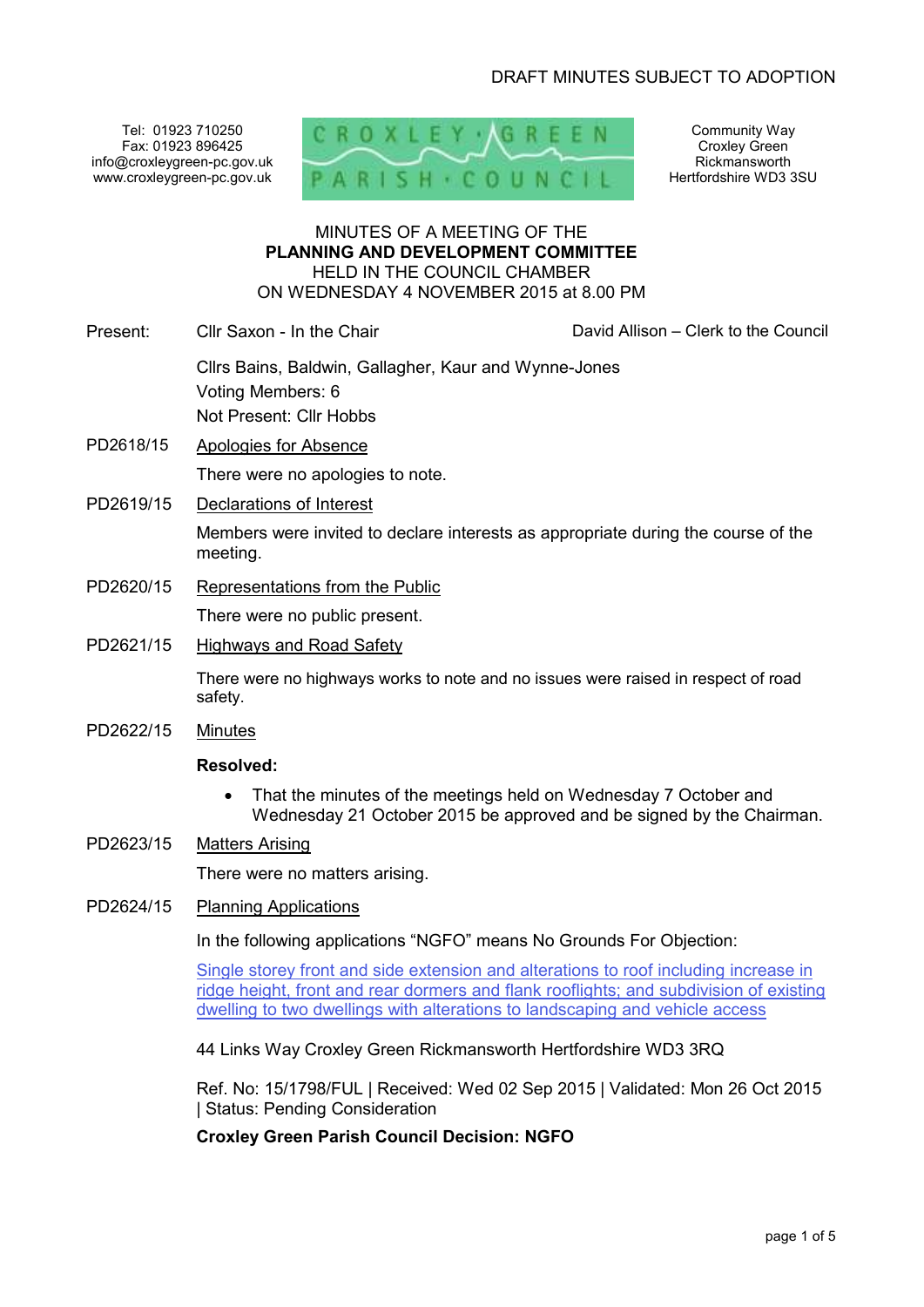DRAFT MINUTES SUBJECT TO ADOPTION

Tel: 01923 710250
Fax: 01923 896425
info@croxleygreen-pc.gov.uk
www.croxleygreen-pc.gov.uk

CROXLEY GREEN PARISH COUNCIL

Community Way
Croxley Green
Rickmansworth
Hertfordshire WD3 3SU

MINUTES OF A MEETING OF THE
**PLANNING AND DEVELOPMENT COMMITTEE**
HELD IN THE COUNCIL CHAMBER
ON WEDNESDAY 4 NOVEMBER 2015 at 8.00 PM

Present: Cllr Saxon - In the Chair — David Allison – Clerk to the Council

Cllrs Bains, Baldwin, Gallagher, Kaur and Wynne-Jones
Voting Members: 6
Not Present: Cllr Hobbs

PD2618/15 Apologies for Absence

There were no apologies to note.

PD2619/15 Declarations of Interest

Members were invited to declare interests as appropriate during the course of the meeting.

PD2620/15 Representations from the Public

There were no public present.

PD2621/15 Highways and Road Safety

There were no highways works to note and no issues were raised in respect of road safety.

PD2622/15 Minutes

**Resolved:**

- That the minutes of the meetings held on Wednesday 7 October and Wednesday 21 October 2015 be approved and be signed by the Chairman.

PD2623/15 Matters Arising

There were no matters arising.

PD2624/15 Planning Applications

In the following applications "NGFO" means No Grounds For Objection:

Single storey front and side extension and alterations to roof including increase in ridge height, front and rear dormers and flank rooflights; and subdivision of existing dwelling to two dwellings with alterations to landscaping and vehicle access

44 Links Way Croxley Green Rickmansworth Hertfordshire WD3 3RQ

Ref. No: 15/1798/FUL | Received: Wed 02 Sep 2015 | Validated: Mon 26 Oct 2015 | Status: Pending Consideration

**Croxley Green Parish Council Decision: NGFO**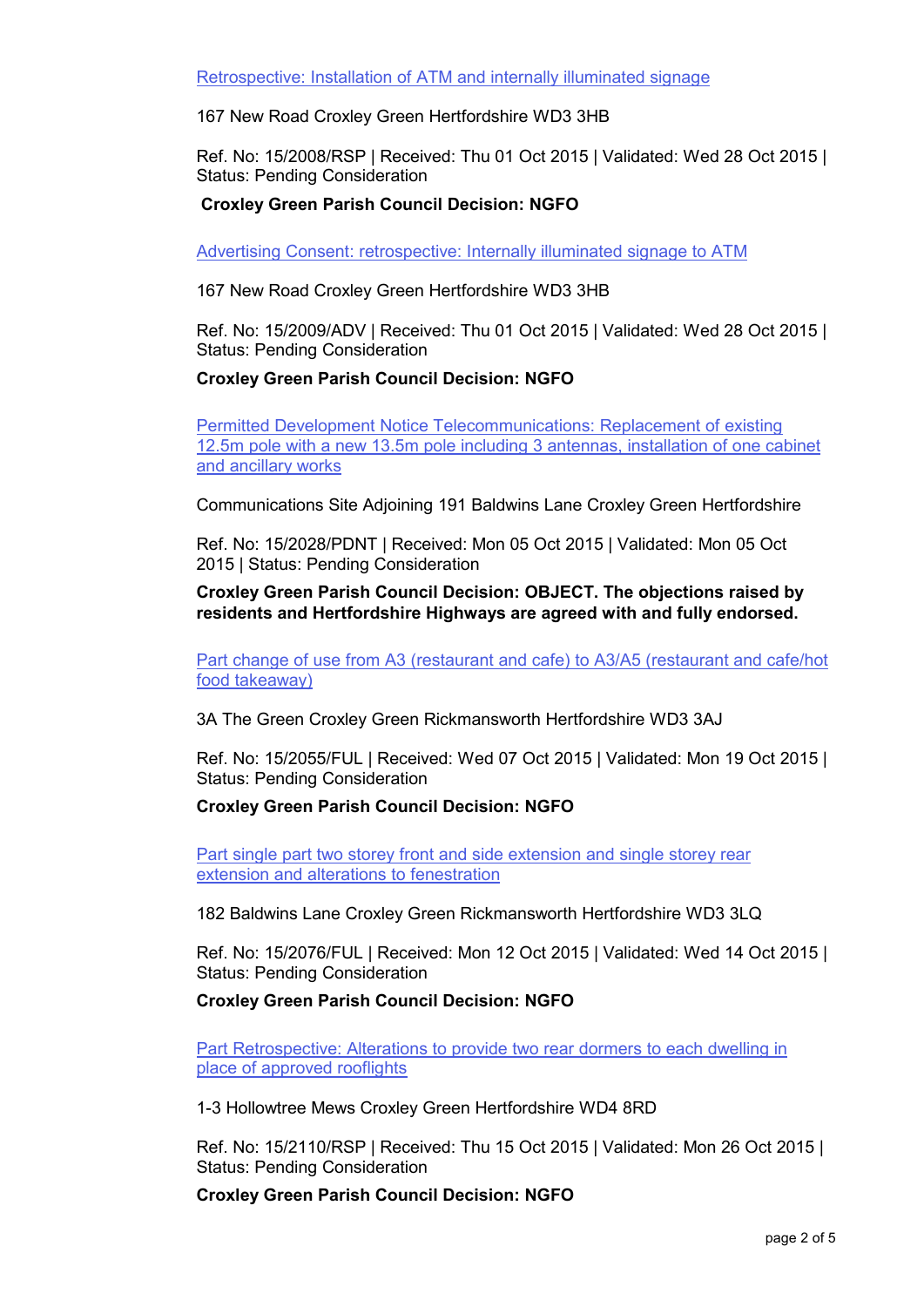[Retrospective: Installation of ATM and internally illuminated signage]

167 New Road Croxley Green Hertfordshire WD3 3HB

Ref. No: 15/2008/RSP | Received: Thu 01 Oct 2015 | Validated: Wed 28 Oct 2015 | Status: Pending Consideration

**Croxley Green Parish Council Decision: NGFO**

[Advertising Consent: retrospective: Internally illuminated signage to ATM]

167 New Road Croxley Green Hertfordshire WD3 3HB

Ref. No: 15/2009/ADV | Received: Thu 01 Oct 2015 | Validated: Wed 28 Oct 2015 | Status: Pending Consideration

**Croxley Green Parish Council Decision: NGFO**

[Permitted Development Notice Telecommunications: Replacement of existing 12.5m pole with a new 13.5m pole including 3 antennas, installation of one cabinet and ancillary works]

Communications Site Adjoining 191 Baldwins Lane Croxley Green Hertfordshire

Ref. No: 15/2028/PDNT | Received: Mon 05 Oct 2015 | Validated: Mon 05 Oct 2015 | Status: Pending Consideration

**Croxley Green Parish Council Decision: OBJECT. The objections raised by residents and Hertfordshire Highways are agreed with and fully endorsed.**

[Part change of use from A3 (restaurant and cafe) to A3/A5 (restaurant and cafe/hot food takeaway)]

3A The Green Croxley Green Rickmansworth Hertfordshire WD3 3AJ

Ref. No: 15/2055/FUL | Received: Wed 07 Oct 2015 | Validated: Mon 19 Oct 2015 | Status: Pending Consideration

**Croxley Green Parish Council Decision: NGFO**

[Part single part two storey front and side extension and single storey rear extension and alterations to fenestration]

182 Baldwins Lane Croxley Green Rickmansworth Hertfordshire WD3 3LQ

Ref. No: 15/2076/FUL | Received: Mon 12 Oct 2015 | Validated: Wed 14 Oct 2015 | Status: Pending Consideration

**Croxley Green Parish Council Decision: NGFO**

[Part Retrospective: Alterations to provide two rear dormers to each dwelling in place of approved rooflights]

1-3 Hollowtree Mews Croxley Green Hertfordshire WD4 8RD

Ref. No: 15/2110/RSP | Received: Thu 15 Oct 2015 | Validated: Mon 26 Oct 2015 | Status: Pending Consideration

**Croxley Green Parish Council Decision: NGFO**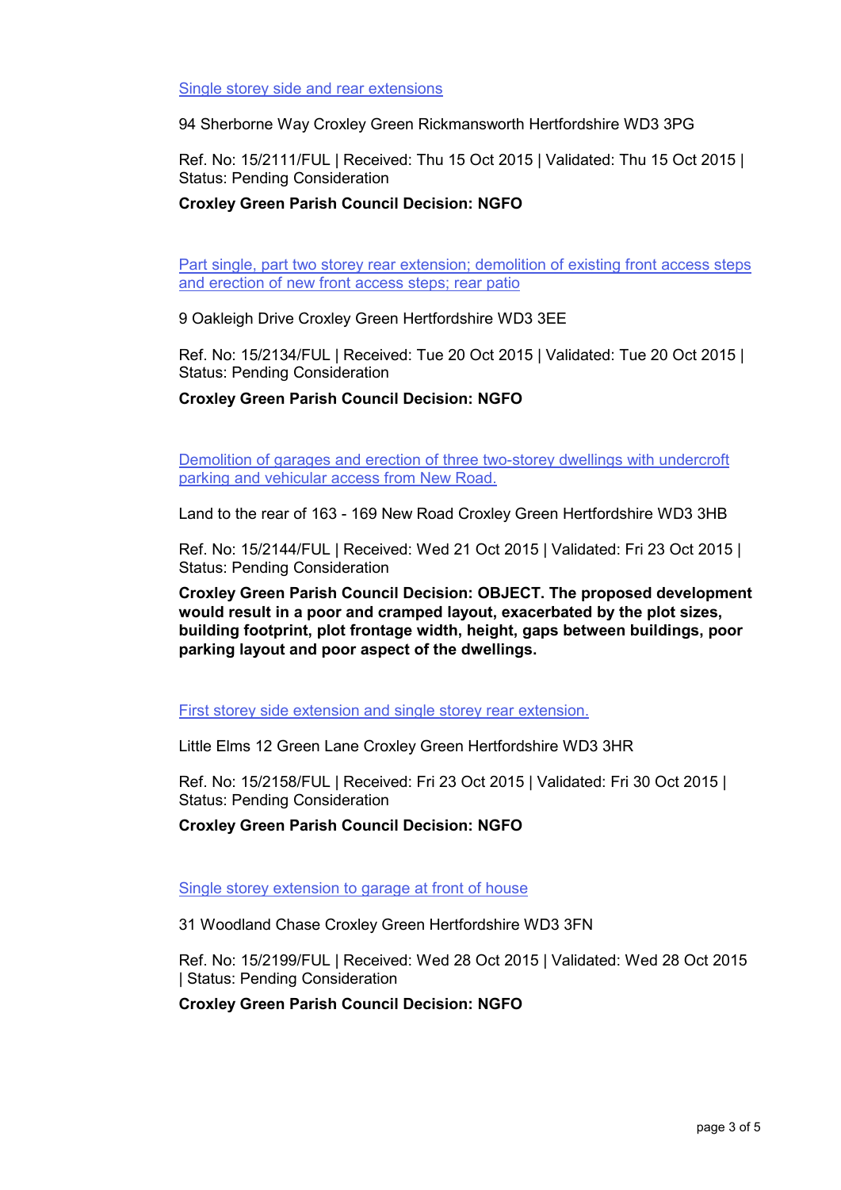[Single storey side and rear extensions]

94 Sherborne Way Croxley Green Rickmansworth Hertfordshire WD3 3PG

Ref. No: 15/2111/FUL | Received: Thu 15 Oct 2015 | Validated: Thu 15 Oct 2015 | Status: Pending Consideration

**Croxley Green Parish Council Decision: NGFO**

[Part single, part two storey rear extension; demolition of existing front access steps and erection of new front access steps; rear patio]

9 Oakleigh Drive Croxley Green Hertfordshire WD3 3EE

Ref. No: 15/2134/FUL | Received: Tue 20 Oct 2015 | Validated: Tue 20 Oct 2015 | Status: Pending Consideration

**Croxley Green Parish Council Decision: NGFO**

[Demolition of garages and erection of three two-storey dwellings with undercroft parking and vehicular access from New Road.]

Land to the rear of 163 - 169 New Road Croxley Green Hertfordshire WD3 3HB

Ref. No: 15/2144/FUL | Received: Wed 21 Oct 2015 | Validated: Fri 23 Oct 2015 | Status: Pending Consideration

**Croxley Green Parish Council Decision: OBJECT. The proposed development would result in a poor and cramped layout, exacerbated by the plot sizes, building footprint, plot frontage width, height, gaps between buildings, poor parking layout and poor aspect of the dwellings.**

[First storey side extension and single storey rear extension.]

Little Elms 12 Green Lane Croxley Green Hertfordshire WD3 3HR

Ref. No: 15/2158/FUL | Received: Fri 23 Oct 2015 | Validated: Fri 30 Oct 2015 | Status: Pending Consideration

**Croxley Green Parish Council Decision: NGFO**

[Single storey extension to garage at front of house]

31 Woodland Chase Croxley Green Hertfordshire WD3 3FN

Ref. No: 15/2199/FUL | Received: Wed 28 Oct 2015 | Validated: Wed 28 Oct 2015 | Status: Pending Consideration

**Croxley Green Parish Council Decision: NGFO**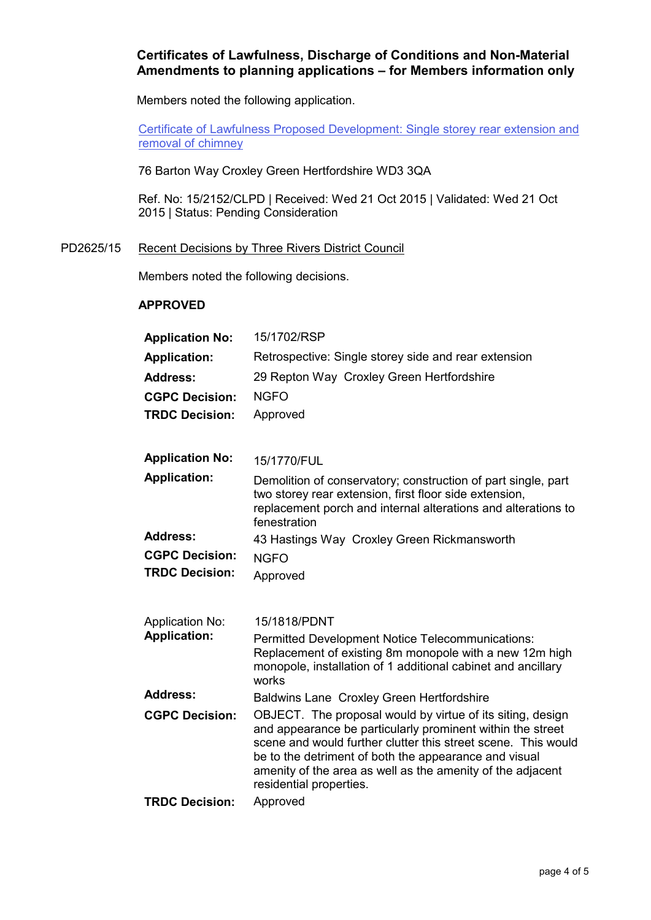**Certificates of Lawfulness, Discharge of Conditions and Non-Material Amendments to planning applications – for Members information only**

Members noted the following application.

Certificate of Lawfulness Proposed Development: Single storey rear extension and removal of chimney

76 Barton Way Croxley Green Hertfordshire WD3 3QA

Ref. No: 15/2152/CLPD | Received: Wed 21 Oct 2015 | Validated: Wed 21 Oct 2015 | Status: Pending Consideration

PD2625/15 Recent Decisions by Three Rivers District Council

Members noted the following decisions.

**APPROVED**

| | |
|---|---|
| **Application No:** | 15/1702/RSP |
| **Application:** | Retrospective: Single storey side and rear extension |
| **Address:** | 29 Repton Way Croxley Green Hertfordshire |
| **CGPC Decision:** | NGFO |
| **TRDC Decision:** | Approved |

| | |
|---|---|
| **Application No:** | 15/1770/FUL |
| **Application:** | Demolition of conservatory; construction of part single, part two storey rear extension, first floor side extension, replacement porch and internal alterations and alterations to fenestration |
| **Address:** | 43 Hastings Way Croxley Green Rickmansworth |
| **CGPC Decision:** | NGFO |
| **TRDC Decision:** | Approved |

| | |
|---|---|
| Application No: | 15/1818/PDNT |
| **Application:** | Permitted Development Notice Telecommunications: Replacement of existing 8m monopole with a new 12m high monopole, installation of 1 additional cabinet and ancillary works |
| **Address:** | Baldwins Lane Croxley Green Hertfordshire |
| **CGPC Decision:** | OBJECT. The proposal would by virtue of its siting, design and appearance be particularly prominent within the street scene and would further clutter this street scene. This would be to the detriment of both the appearance and visual amenity of the area as well as the amenity of the adjacent residential properties. |
| **TRDC Decision:** | Approved |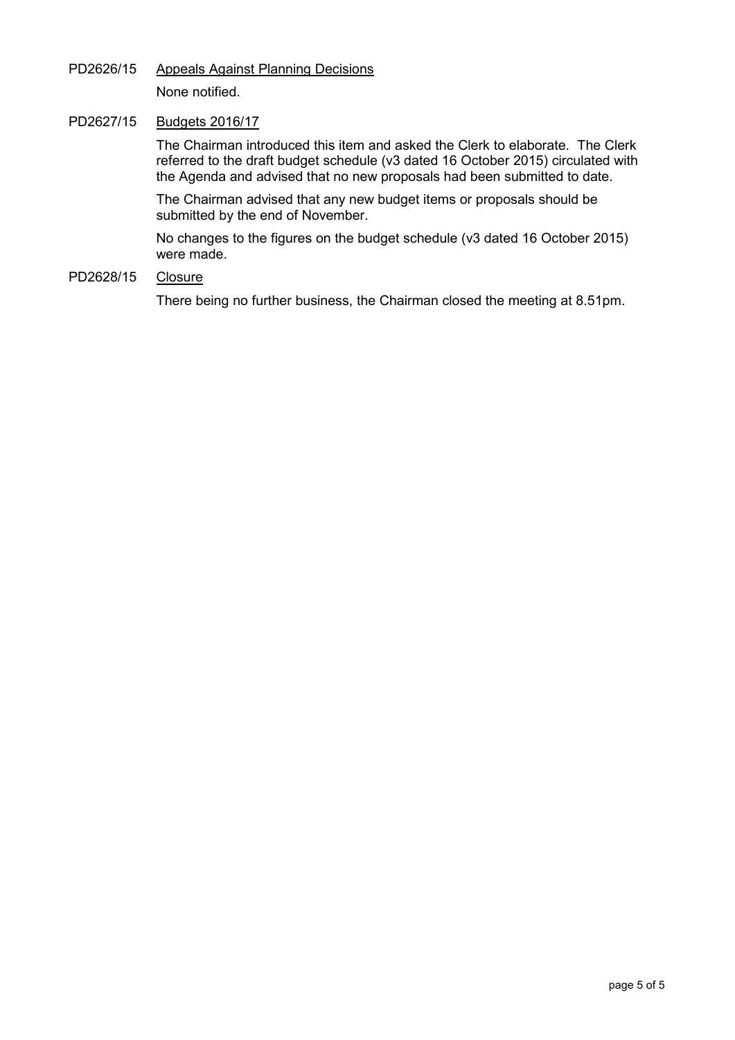PD2626/15 Appeals Against Planning Decisions

None notified.

PD2627/15 Budgets 2016/17

The Chairman introduced this item and asked the Clerk to elaborate. The Clerk referred to the draft budget schedule (v3 dated 16 October 2015) circulated with the Agenda and advised that no new proposals had been submitted to date.

The Chairman advised that any new budget items or proposals should be submitted by the end of November.

No changes to the figures on the budget schedule (v3 dated 16 October 2015) were made.

PD2628/15 Closure

There being no further business, the Chairman closed the meeting at 8.51pm.